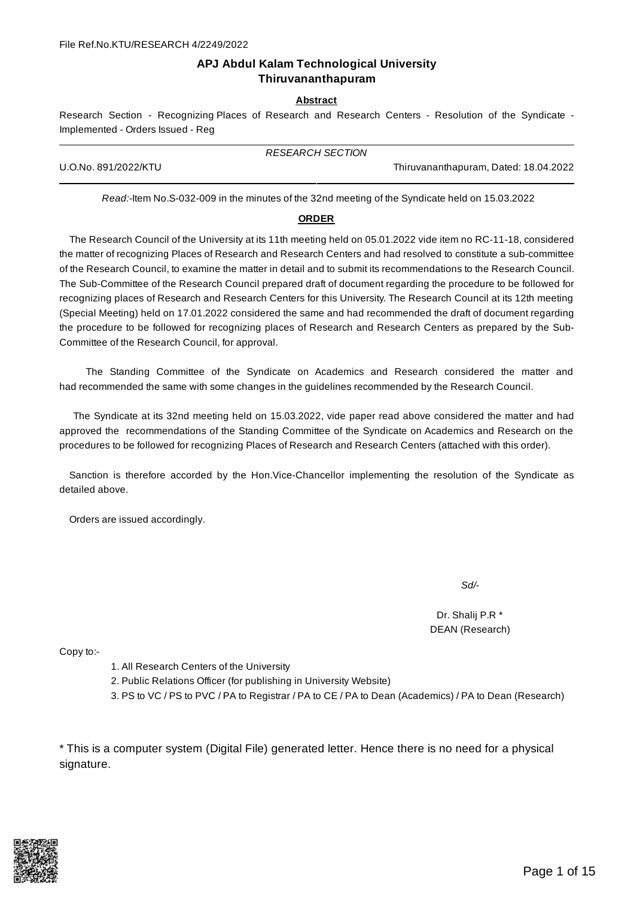File Ref.No.KTU/RESEARCH 4/2249/2022

# APJ Abdul Kalam Technological University
## Thiruvananthapuram

**Abstract**

Research Section - Recognizing Places of Research and Research Centers - Resolution of the Syndicate - Implemented - Orders Issued - Reg

*RESEARCH SECTION*

U.O.No. 891/2022/KTU — Thiruvananthapuram, Dated: 18.04.2022

*Read:*-Item No.S-032-009 in the minutes of the 32nd meeting of the Syndicate held on 15.03.2022

**ORDER**

The Research Council of the University at its 11th meeting held on 05.01.2022 vide item no RC-11-18, considered the matter of recognizing Places of Research and Research Centers and had resolved to constitute a sub-committee of the Research Council, to examine the matter in detail and to submit its recommendations to the Research Council. The Sub-Committee of the Research Council prepared draft of document regarding the procedure to be followed for recognizing places of Research and Research Centers for this University. The Research Council at its 12th meeting (Special Meeting) held on 17.01.2022 considered the same and had recommended the draft of document regarding the procedure to be followed for recognizing places of Research and Research Centers as prepared by the Sub-Committee of the Research Council, for approval.

The Standing Committee of the Syndicate on Academics and Research considered the matter and had recommended the same with some changes in the guidelines recommended by the Research Council.

The Syndicate at its 32nd meeting held on 15.03.2022, vide paper read above considered the matter and had approved the recommendations of the Standing Committee of the Syndicate on Academics and Research on the procedures to be followed for recognizing Places of Research and Research Centers (attached with this order).

Sanction is therefore accorded by the Hon.Vice-Chancellor implementing the resolution of the Syndicate as detailed above.

Orders are issued accordingly.

*Sd/-*

Dr. Shalij P.R *
DEAN (Research)

Copy to:-

1. All Research Centers of the University
2. Public Relations Officer (for publishing in University Website)
3. PS to VC / PS to PVC / PA to Registrar / PA to CE / PA to Dean (Academics) / PA to Dean (Research)

* This is a computer system (Digital File) generated letter. Hence there is no need for a physical signature.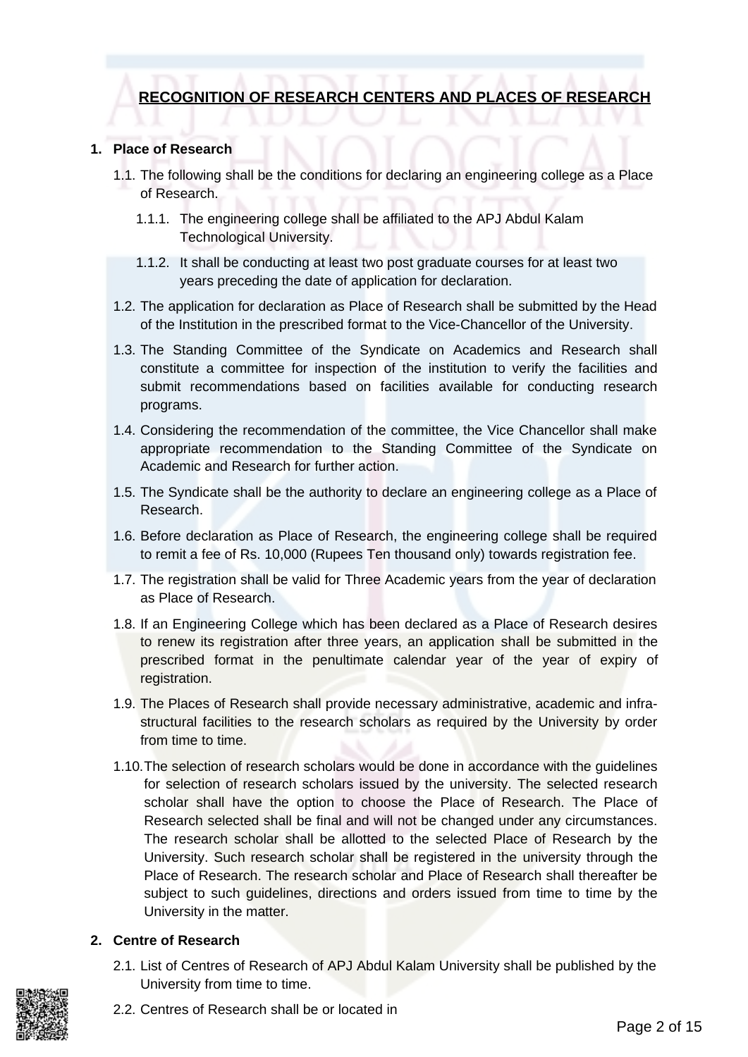## RECOGNITION OF RESEARCH CENTERS AND PLACES OF RESEARCH

1. **Place of Research**

   1.1. The following shall be the conditions for declaring an engineering college as a Place of Research.

   - 1.1.1. The engineering college shall be affiliated to the APJ Abdul Kalam Technological University.
   - 1.1.2. It shall be conducting at least two post graduate courses for at least two years preceding the date of application for declaration.

   1.2. The application for declaration as Place of Research shall be submitted by the Head of the Institution in the prescribed format to the Vice-Chancellor of the University.

   1.3. The Standing Committee of the Syndicate on Academics and Research shall constitute a committee for inspection of the institution to verify the facilities and submit recommendations based on facilities available for conducting research programs.

   1.4. Considering the recommendation of the committee, the Vice Chancellor shall make appropriate recommendation to the Standing Committee of the Syndicate on Academic and Research for further action.

   1.5. The Syndicate shall be the authority to declare an engineering college as a Place of Research.

   1.6. Before declaration as Place of Research, the engineering college shall be required to remit a fee of Rs. 10,000 (Rupees Ten thousand only) towards registration fee.

   1.7. The registration shall be valid for Three Academic years from the year of declaration as Place of Research.

   1.8. If an Engineering College which has been declared as a Place of Research desires to renew its registration after three years, an application shall be submitted in the prescribed format in the penultimate calendar year of the year of expiry of registration.

   1.9. The Places of Research shall provide necessary administrative, academic and infra-structural facilities to the research scholars as required by the University by order from time to time.

   1.10. The selection of research scholars would be done in accordance with the guidelines for selection of research scholars issued by the university. The selected research scholar shall have the option to choose the Place of Research. The Place of Research selected shall be final and will not be changed under any circumstances. The research scholar shall be allotted to the selected Place of Research by the University. Such research scholar shall be registered in the university through the Place of Research. The research scholar and Place of Research shall thereafter be subject to such guidelines, directions and orders issued from time to time by the University in the matter.

2. **Centre of Research**

   2.1. List of Centres of Research of APJ Abdul Kalam University shall be published by the University from time to time.

   2.2. Centres of Research shall be or located in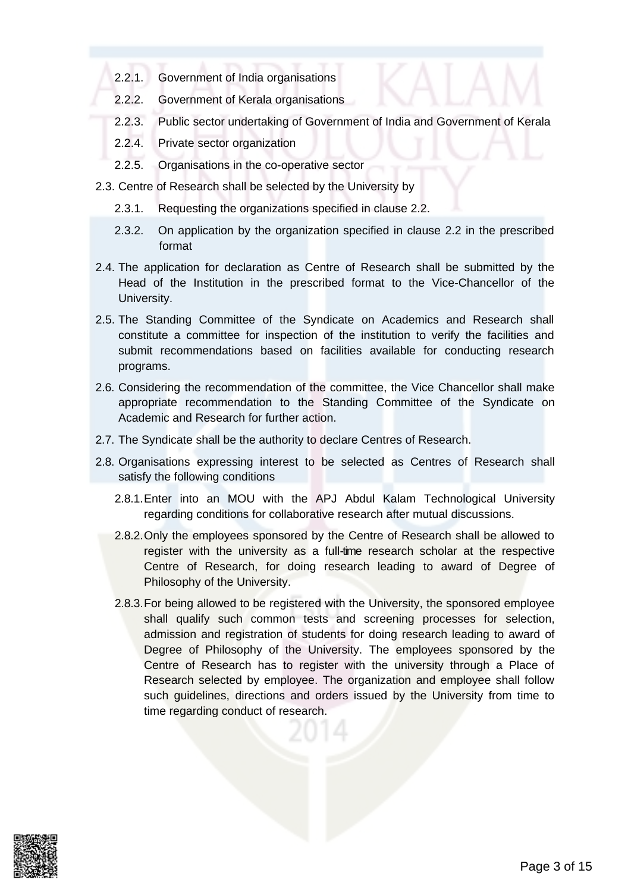- 2.2.1. Government of India organisations
- 2.2.2. Government of Kerala organisations
- 2.2.3. Public sector undertaking of Government of India and Government of Kerala
- 2.2.4. Private sector organization
- 2.2.5. Organisations in the co-operative sector

2.3. Centre of Research shall be selected by the University by

- 2.3.1. Requesting the organizations specified in clause 2.2.
- 2.3.2. On application by the organization specified in clause 2.2 in the prescribed format

2.4. The application for declaration as Centre of Research shall be submitted by the Head of the Institution in the prescribed format to the Vice-Chancellor of the University.

2.5. The Standing Committee of the Syndicate on Academics and Research shall constitute a committee for inspection of the institution to verify the facilities and submit recommendations based on facilities available for conducting research programs.

2.6. Considering the recommendation of the committee, the Vice Chancellor shall make appropriate recommendation to the Standing Committee of the Syndicate on Academic and Research for further action.

2.7. The Syndicate shall be the authority to declare Centres of Research.

2.8. Organisations expressing interest to be selected as Centres of Research shall satisfy the following conditions

- 2.8.1. Enter into an MOU with the APJ Abdul Kalam Technological University regarding conditions for collaborative research after mutual discussions.
- 2.8.2. Only the employees sponsored by the Centre of Research shall be allowed to register with the university as a full-time research scholar at the respective Centre of Research, for doing research leading to award of Degree of Philosophy of the University.
- 2.8.3. For being allowed to be registered with the University, the sponsored employee shall qualify such common tests and screening processes for selection, admission and registration of students for doing research leading to award of Degree of Philosophy of the University. The employees sponsored by the Centre of Research has to register with the university through a Place of Research selected by employee. The organization and employee shall follow such guidelines, directions and orders issued by the University from time to time regarding conduct of research.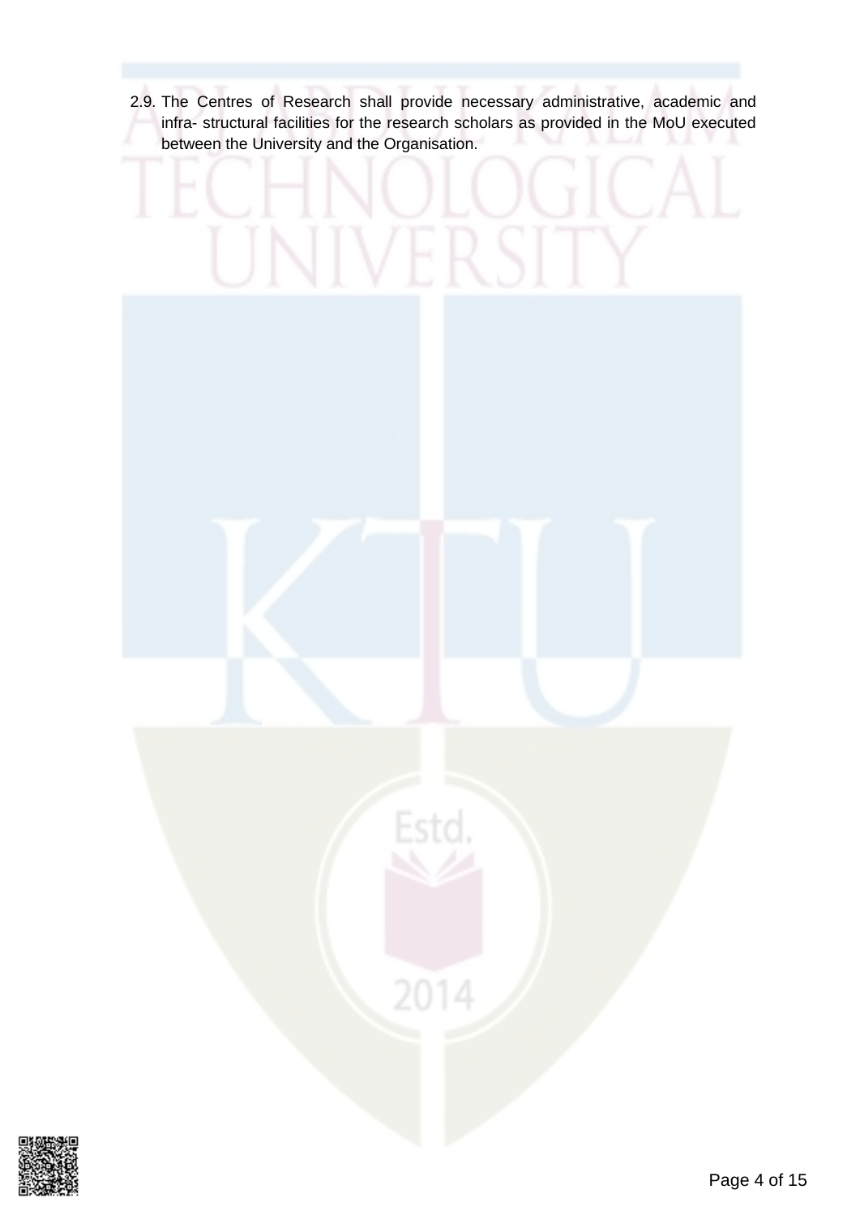2.9. The Centres of Research shall provide necessary administrative, academic and infra- structural facilities for the research scholars as provided in the MoU executed between the University and the Organisation.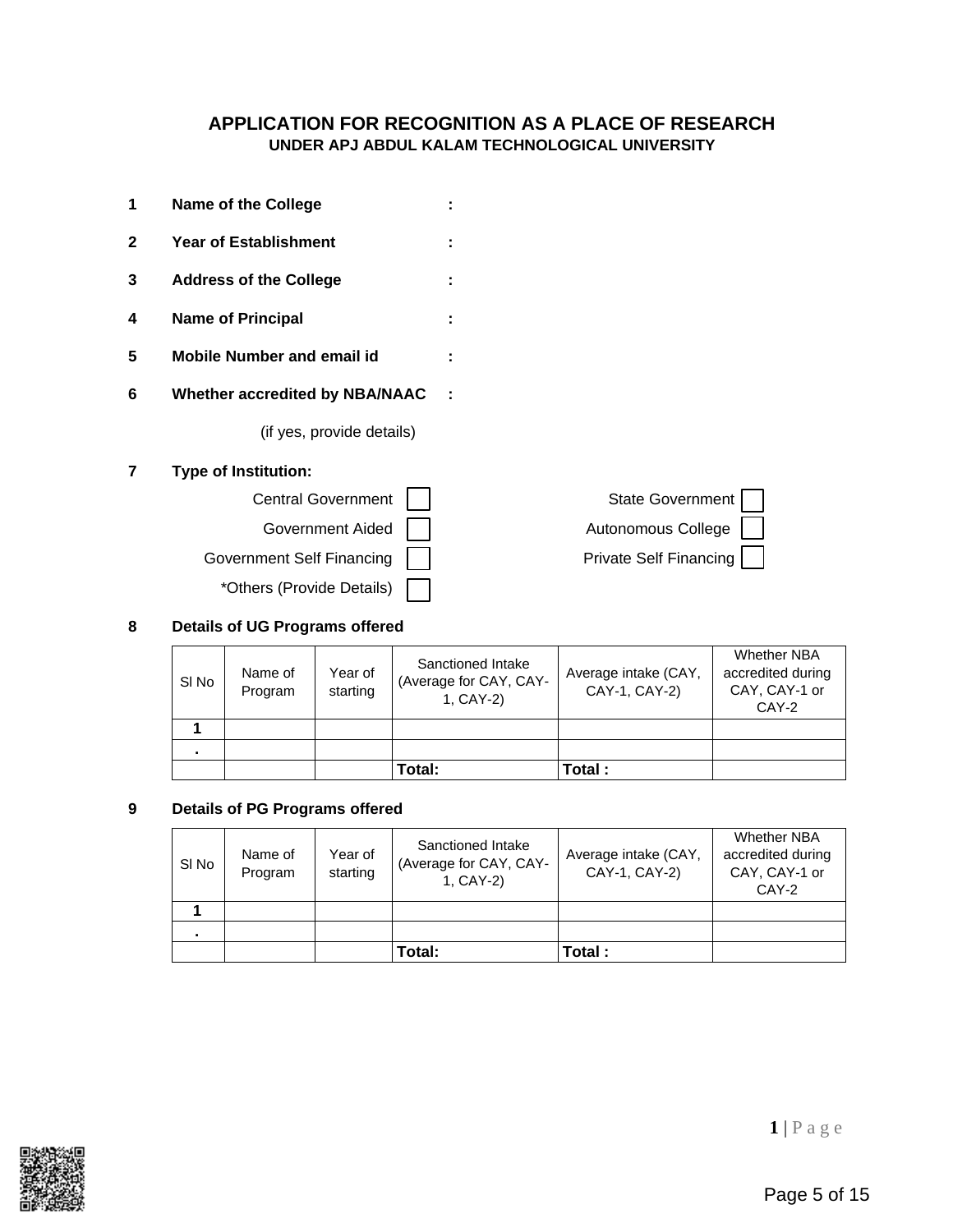# APPLICATION FOR RECOGNITION AS A PLACE OF RESEARCH

## UNDER APJ ABDUL KALAM TECHNOLOGICAL UNIVERSITY

**1 Name of the College :**

**2 Year of Establishment :**

**3 Address of the College :**

**4 Name of Principal :**

**5 Mobile Number and email id :**

**6 Whether accredited by NBA/NAAC :**

(if yes, provide details)

**7 Type of Institution:**

- Central Government ☐
- State Government ☐
- Government Aided ☐
- Autonomous College ☐
- Government Self Financing ☐
- Private Self Financing ☐
- *Others (Provide Details) ☐

**8 Details of UG Programs offered**

| Sl No | Name of Program | Year of starting | Sanctioned Intake (Average for CAY, CAY-1, CAY-2) | Average intake (CAY, CAY-1, CAY-2) | Whether NBA accredited during CAY, CAY-1 or CAY-2 |
|---|---|---|---|---|---|
| **1** | | | | | |
| **.** | | | | | |
| | | | **Total:** | **Total :** | |

**9 Details of PG Programs offered**

| Sl No | Name of Program | Year of starting | Sanctioned Intake (Average for CAY, CAY-1, CAY-2) | Average intake (CAY, CAY-1, CAY-2) | Whether NBA accredited during CAY, CAY-1 or CAY-2 |
|---|---|---|---|---|---|
| **1** | | | | | |
| **.** | | | | | |
| | | | **Total:** | **Total :** | |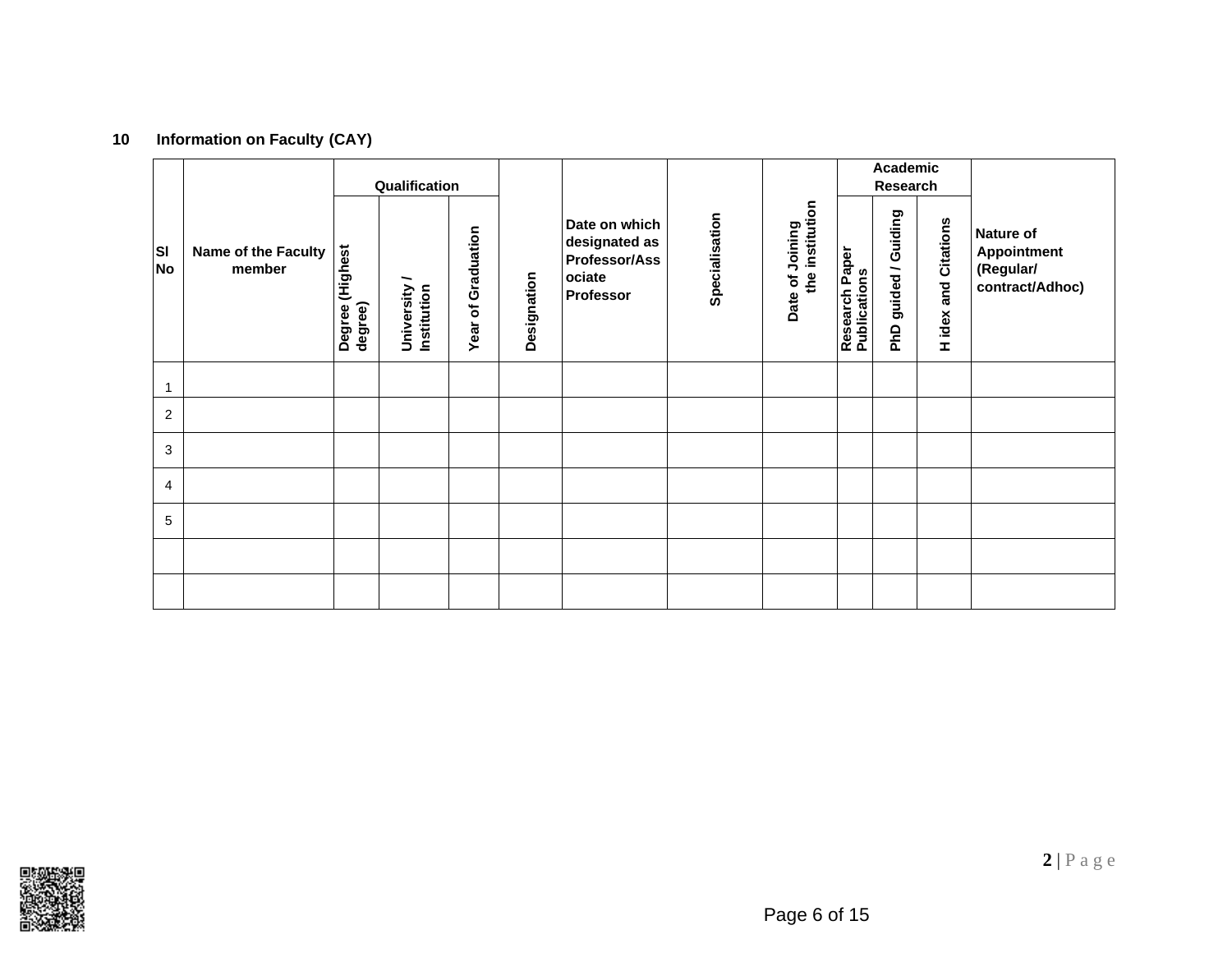## 10 Information on Faculty (CAY)

| Sl No | Name of the Faculty member | Qualification | | | Designation | Date on which designated as Professor/Associate Professor | Specialisation | Date of Joining the institution | Academic Research | | | Nature of Appointment (Regular/ contract/Adhoc) |
|---|---|---|---|---|---|---|---|---|---|---|---|---|
| | | Degree (Highest degree) | University / Institution | Year of Graduation | | | | | Research Paper Publications | PhD guided / Guiding | H idex and Citations | |
| 1 | | | | | | | | | | | | |
| 2 | | | | | | | | | | | | |
| 3 | | | | | | | | | | | | |
| 4 | | | | | | | | | | | | |
| 5 | | | | | | | | | | | | |
| | | | | | | | | | | | | |
| | | | | | | | | | | | | |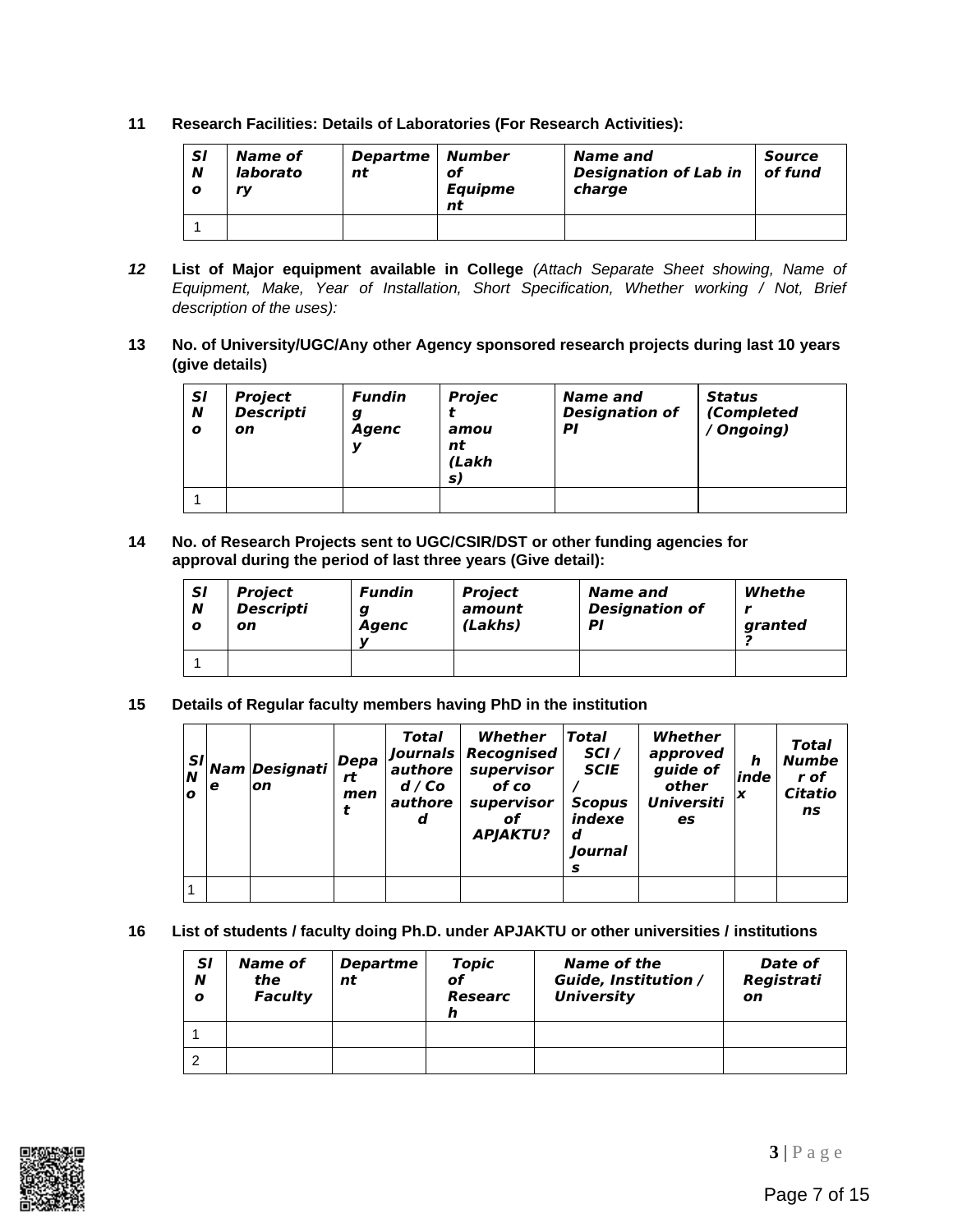**11 Research Facilities: Details of Laboratories (For Research Activities):**

| *Sl No* | *Name of laboratory* | *Department* | *Number of Equipment* | *Name and Designation of Lab in charge* | *Source of fund* |
|---|---|---|---|---|---|
| 1 | | | | | |

***12*** **List of Major equipment available in College** *(Attach Separate Sheet showing, Name of Equipment, Make, Year of Installation, Short Specification, Whether working / Not, Brief description of the uses):*

**13 No. of University/UGC/Any other Agency sponsored research projects during last 10 years (give details)**

| *Sl No* | *Project Description* | *Funding Agency* | *Project amount (Lakhs)* | *Name and Designation of PI* | *Status (Completed / Ongoing)* |
|---|---|---|---|---|---|
| 1 | | | | | |

**14 No. of Research Projects sent to UGC/CSIR/DST or other funding agencies for approval during the period of last three years (Give detail):**

| *Sl No* | *Project Description* | *Funding Agency* | *Project amount (Lakhs)* | *Name and Designation of PI* | *Whether granted?* |
|---|---|---|---|---|---|
| 1 | | | | | |

**15 Details of Regular faculty members having PhD in the institution**

| *Sl No* | *Name* | *Designation* | *Department* | *Total Journals authored / Co authored* | *Whether Recognised supervisor of co supervisor of APJAKTU?* | *Total SCI / SCIE / Scopus indexed Journals* | *Whether approved guide of other Universities* | *h index* | *Total Number of Citations* |
|---|---|---|---|---|---|---|---|---|---|
| 1 | | | | | | | | | |

**16 List of students / faculty doing Ph.D. under APJAKTU or other universities / institutions**

| *Sl No* | *Name of the Faculty* | *Department* | *Topic of Research* | *Name of the Guide, Institution / University* | *Date of Registration* |
|---|---|---|---|---|---|
| 1 | | | | | |
| 2 | | | | | |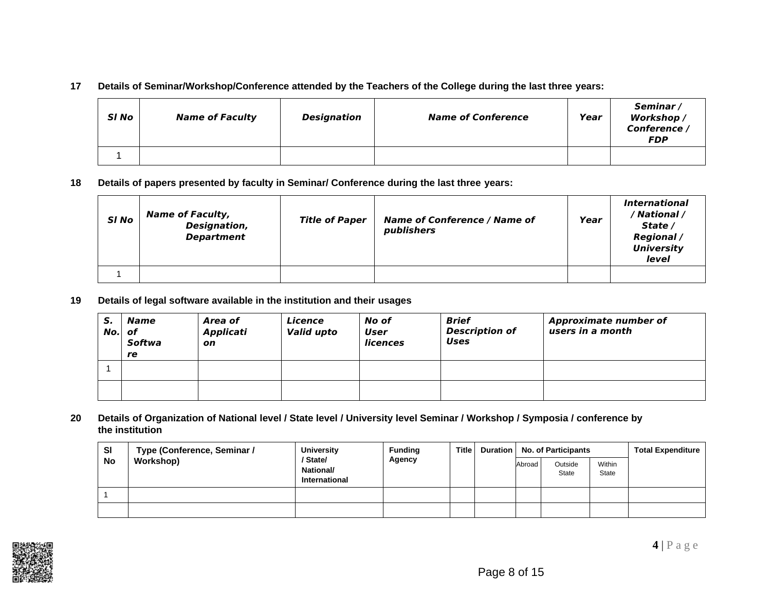**17 Details of Seminar/Workshop/Conference attended by the Teachers of the College during the last three years:**

| ***Sl No*** | ***Name of Faculty*** | ***Designation*** | ***Name of Conference*** | ***Year*** | ***Seminar / Workshop / Conference / FDP*** |
|---|---|---|---|---|---|
| 1 | | | | | |

**18 Details of papers presented by faculty in Seminar/ Conference during the last three years:**

| ***Sl No*** | ***Name of Faculty, Designation, Department*** | ***Title of Paper*** | ***Name of Conference / Name of publishers*** | ***Year*** | ***International / National / State / Regional / University level*** |
|---|---|---|---|---|---|
| 1 | | | | | |

**19 Details of legal software available in the institution and their usages**

| ***S. No.*** | ***Name of Software*** | ***Area of Application*** | ***Licence Valid upto*** | ***No of User licences*** | ***Brief Description of Uses*** | ***Approximate number of users in a month*** |
|---|---|---|---|---|---|---|
| 1 | | | | | | |
| | | | | | | |

**20 Details of Organization of National level / State level / University level Seminar / Workshop / Symposia / conference by the institution**

| **Sl No** | **Type (Conference, Seminar / Workshop)** | **University / State/ National/ International** | **Funding Agency** | **Title** | **Duration** | **No. of Participants** | | | **Total Expenditure** |
|---|---|---|---|---|---|---|---|---|---|
| | | | | | | Abroad | Outside State | Within State | |
| 1 | | | | | | | | | |
| | | | | | | | | | |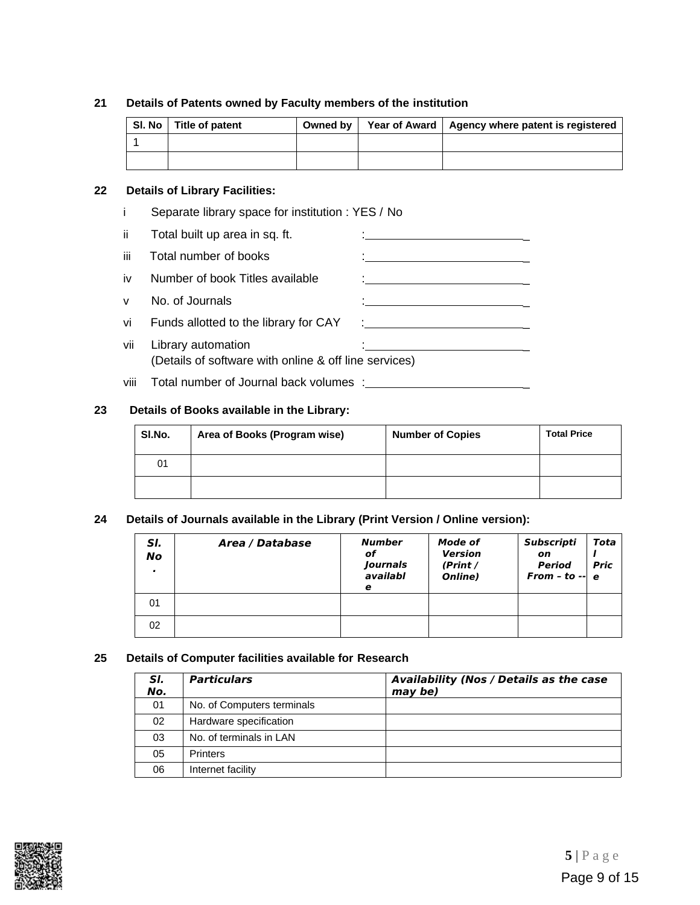**21 Details of Patents owned by Faculty members of the institution**

| Sl. No | Title of patent | Owned by | Year of Award | Agency where patent is registered |
|---|---|---|---|---|
| 1 | | | | |
| | | | | |

**22 Details of Library Facilities:**

i Separate library space for institution : YES / No

ii Total built up area in sq. ft. : ___________________________

iii Total number of books : ___________________________

iv Number of book Titles available : ___________________________

v No. of Journals : ___________________________

vi Funds allotted to the library for CAY : ___________________________

vii Library automation : ___________________________
(Details of software with online & off line services)

viii Total number of Journal back volumes : ___________________________

**23 Details of Books available in the Library:**

| Sl.No. | Area of Books (Program wise) | Number of Copies | Total Price |
|---|---|---|---|
| 01 | | | |
| | | | |

**24 Details of Journals available in the Library (Print Version / Online version):**

| *Sl. No.* | *Area / Database* | *Number of Journals available* | *Mode of Version (Print / Online)* | *Subscription Period From – to --* | *Total Price* |
|---|---|---|---|---|---|
| 01 | | | | | |
| 02 | | | | | |

**25 Details of Computer facilities available for Research**

| *Sl. No.* | *Particulars* | *Availability (Nos / Details as the case may be)* |
|---|---|---|
| 01 | No. of Computers terminals | |
| 02 | Hardware specification | |
| 03 | No. of terminals in LAN | |
| 05 | Printers | |
| 06 | Internet facility | |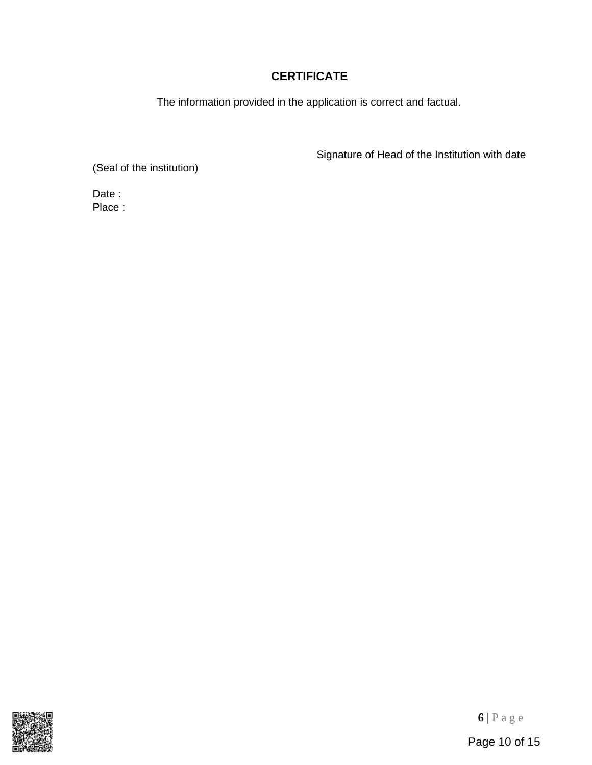## CERTIFICATE

The information provided in the application is correct and factual.

Signature of Head of the Institution with date

(Seal of the institution)

Date :
Place :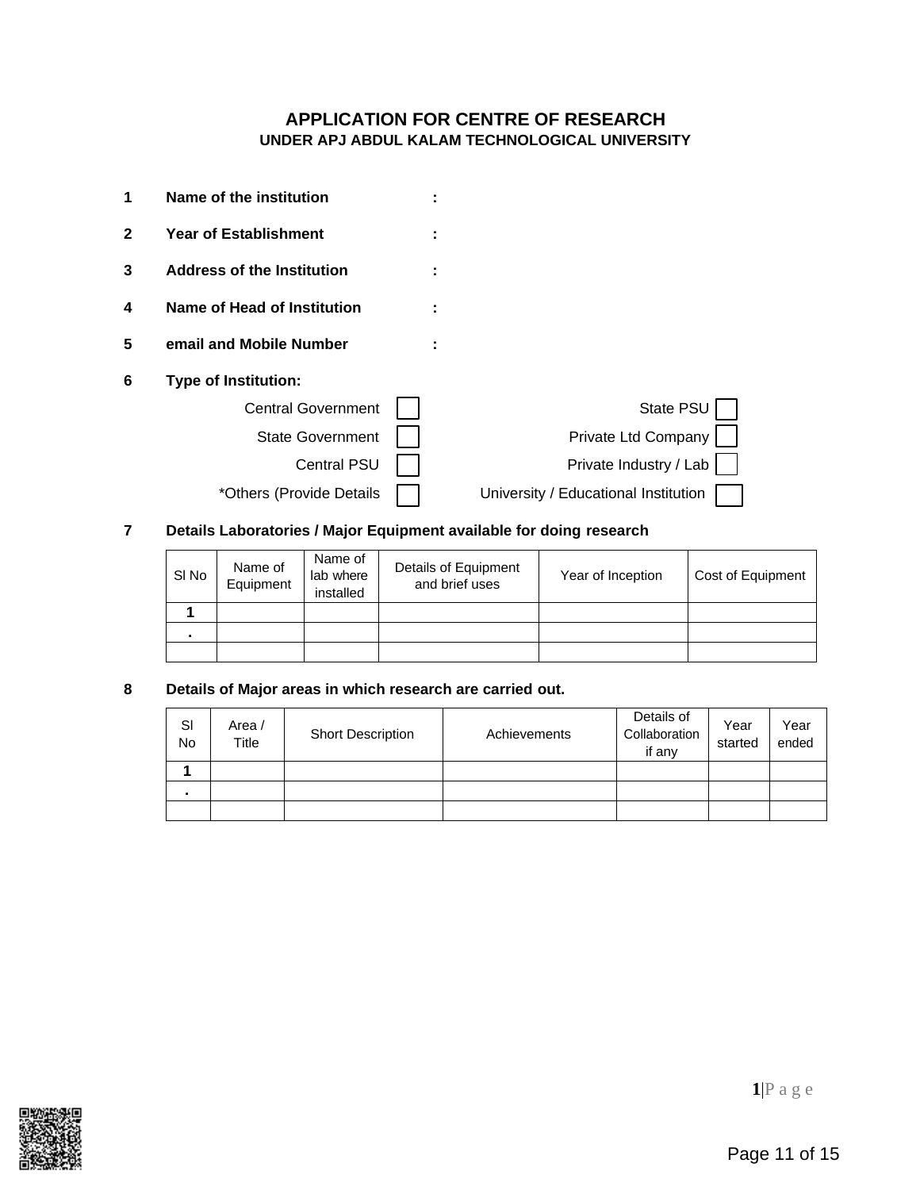# APPLICATION FOR CENTRE OF RESEARCH

## UNDER APJ ABDUL KALAM TECHNOLOGICAL UNIVERSITY

**1** **Name of the institution** :

**2** **Year of Establishment** :

**3** **Address of the Institution** :

**4** **Name of Head of Institution** :

**5** **email and Mobile Number** :

**6** **Type of Institution:**

Central Government ☐ State PSU ☐

State Government ☐ Private Ltd Company ☐

Central PSU ☐ Private Industry / Lab ☐

*Others (Provide Details ☐ University / Educational Institution ☐

**7** **Details Laboratories / Major Equipment available for doing research**

| Sl No | Name of Equipment | Name of lab where installed | Details of Equipment and brief uses | Year of Inception | Cost of Equipment |
|---|---|---|---|---|---|
| **1** | | | | | |
| **.** | | | | | |
| | | | | | |

**8** **Details of Major areas in which research are carried out.**

| Sl No | Area / Title | Short Description | Achievements | Details of Collaboration if any | Year started | Year ended |
|---|---|---|---|---|---|---|
| **1** | | | | | | |
| **.** | | | | | | |
| | | | | | | |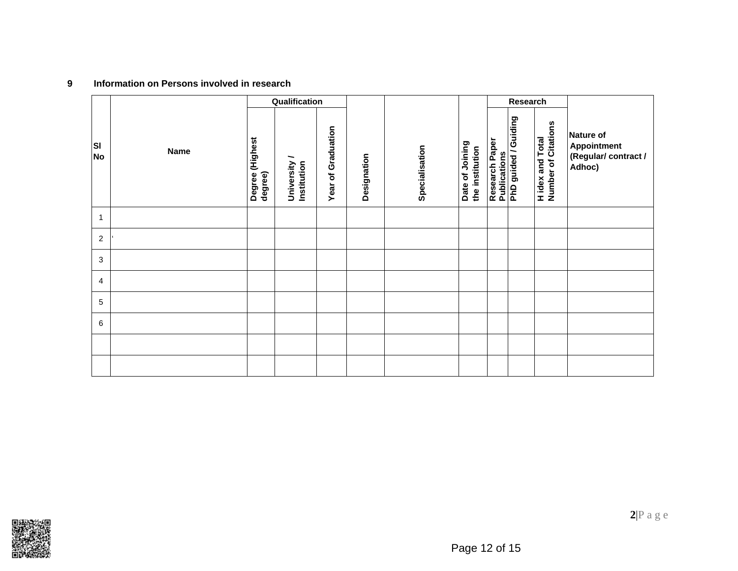**9 Information on Persons involved in research**

| Sl No | Name | Qualification | | | Designation | Specialisation | Date of Joining the institution | Research | | | Nature of Appointment (Regular/ contract / Adhoc) |
|---|---|---|---|---|---|---|---|---|---|---|---|
| | | Degree (Highest degree) | University / Institution | Year of Graduation | | | | Research Paper Publications | PhD guided / Guiding | H idex and Total Number of Citations | |
| 1 | | | | | | | | | | | |
| 2 | ‘ | | | | | | | | | | |
| 3 | | | | | | | | | | | |
| 4 | | | | | | | | | | | |
| 5 | | | | | | | | | | | |
| 6 | | | | | | | | | | | |
| | | | | | | | | | | | |
| | | | | | | | | | | | |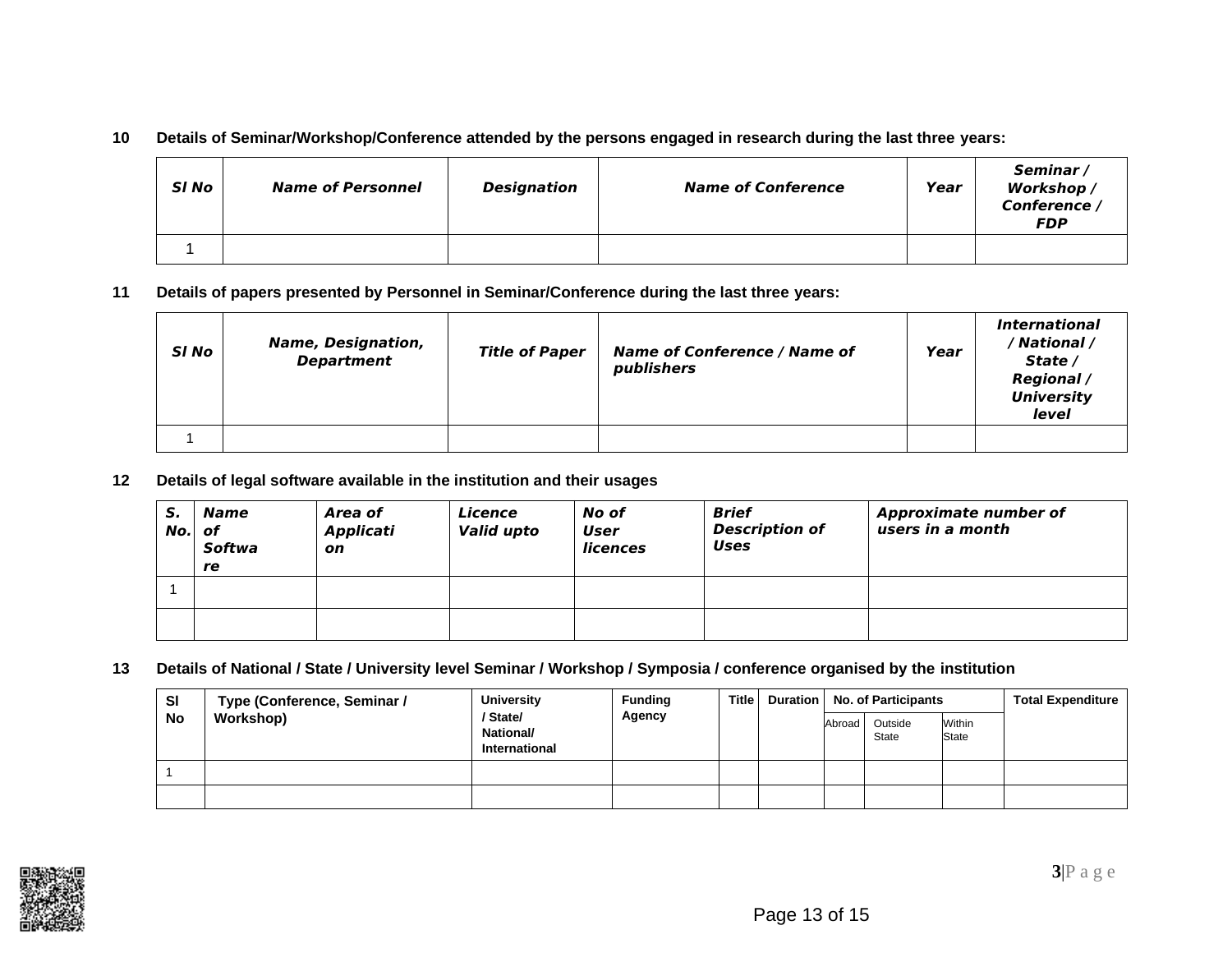**10 Details of Seminar/Workshop/Conference attended by the persons engaged in research during the last three years:**

| *Sl No* | *Name of Personnel* | *Designation* | *Name of Conference* | *Year* | *Seminar / Workshop / Conference / FDP* |
|---|---|---|---|---|---|
| 1 | | | | | |

**11 Details of papers presented by Personnel in Seminar/Conference during the last three years:**

| *Sl No* | *Name, Designation, Department* | *Title of Paper* | *Name of Conference / Name of publishers* | *Year* | *International / National / State / Regional / University level* |
|---|---|---|---|---|---|
| 1 | | | | | |

**12 Details of legal software available in the institution and their usages**

| *S. No.* | *Name of Software* | *Area of Application* | *Licence Valid upto* | *No of User licences* | *Brief Description of Uses* | *Approximate number of users in a month* |
|---|---|---|---|---|---|---|
| 1 | | | | | | |
| | | | | | | |

**13 Details of National / State / University level Seminar / Workshop / Symposia / conference organised by the institution**

| Sl No | Type (Conference, Seminar / Workshop) | University / State/ National/ International | Funding Agency | Title | Duration | No. of Participants | | | Total Expenditure |
|---|---|---|---|---|---|---|---|---|---|
| | | | | | | Abroad | Outside State | Within State | |
| 1 | | | | | | | | | |
| | | | | | | | | | |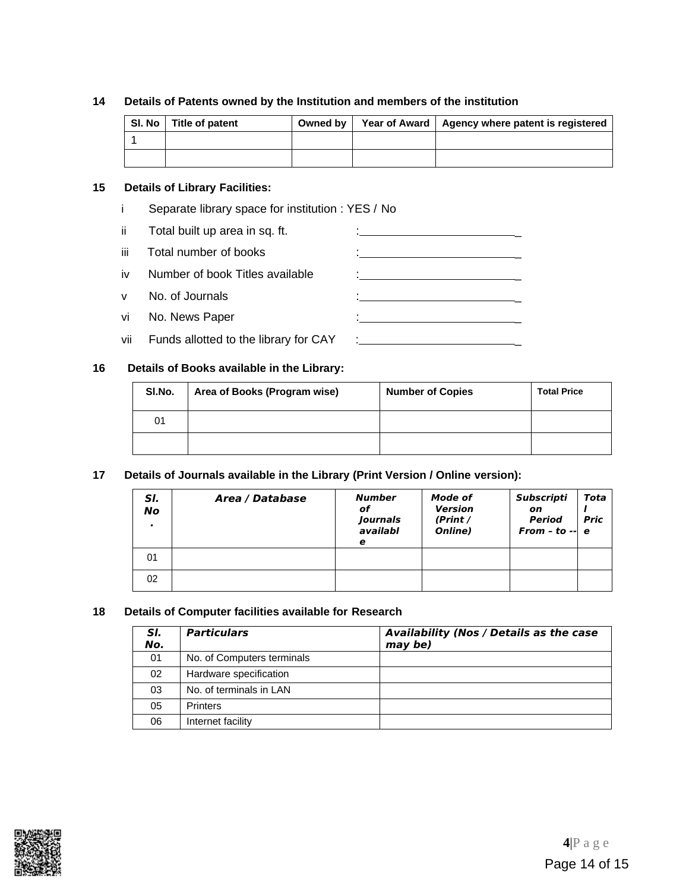**14 Details of Patents owned by the Institution and members of the institution**

| Sl. No | Title of patent | Owned by | Year of Award | Agency where patent is registered |
|---|---|---|---|---|
| 1 | | | | |
| | | | | |

**15 Details of Library Facilities:**

i Separate library space for institution : YES / No

ii Total built up area in sq. ft. :\_\_\_\_\_\_\_\_\_\_\_\_\_\_\_\_\_\_\_\_\_\_\_\_\_\_

iii Total number of books :\_\_\_\_\_\_\_\_\_\_\_\_\_\_\_\_\_\_\_\_\_\_\_\_\_\_

iv Number of book Titles available :\_\_\_\_\_\_\_\_\_\_\_\_\_\_\_\_\_\_\_\_\_\_\_\_\_\_

v No. of Journals :\_\_\_\_\_\_\_\_\_\_\_\_\_\_\_\_\_\_\_\_\_\_\_\_\_\_

vi No. News Paper :\_\_\_\_\_\_\_\_\_\_\_\_\_\_\_\_\_\_\_\_\_\_\_\_\_\_

vii Funds allotted to the library for CAY :\_\_\_\_\_\_\_\_\_\_\_\_\_\_\_\_\_\_\_\_\_\_\_\_\_\_

**16 Details of Books available in the Library:**

| Sl.No. | Area of Books (Program wise) | Number of Copies | Total Price |
|---|---|---|---|
| 01 | | | |
| | | | |

**17 Details of Journals available in the Library (Print Version / Online version):**

| Sl. No. | Area / Database | Number of Journals available | Mode of Version (Print / Online) | Subscription Period From – to -- | Total Price |
|---|---|---|---|---|---|
| 01 | | | | | |
| 02 | | | | | |

**18 Details of Computer facilities available for Research**

| Sl. No. | Particulars | Availability (Nos / Details as the case may be) |
|---|---|---|
| 01 | No. of Computers terminals | |
| 02 | Hardware specification | |
| 03 | No. of terminals in LAN | |
| 05 | Printers | |
| 06 | Internet facility | |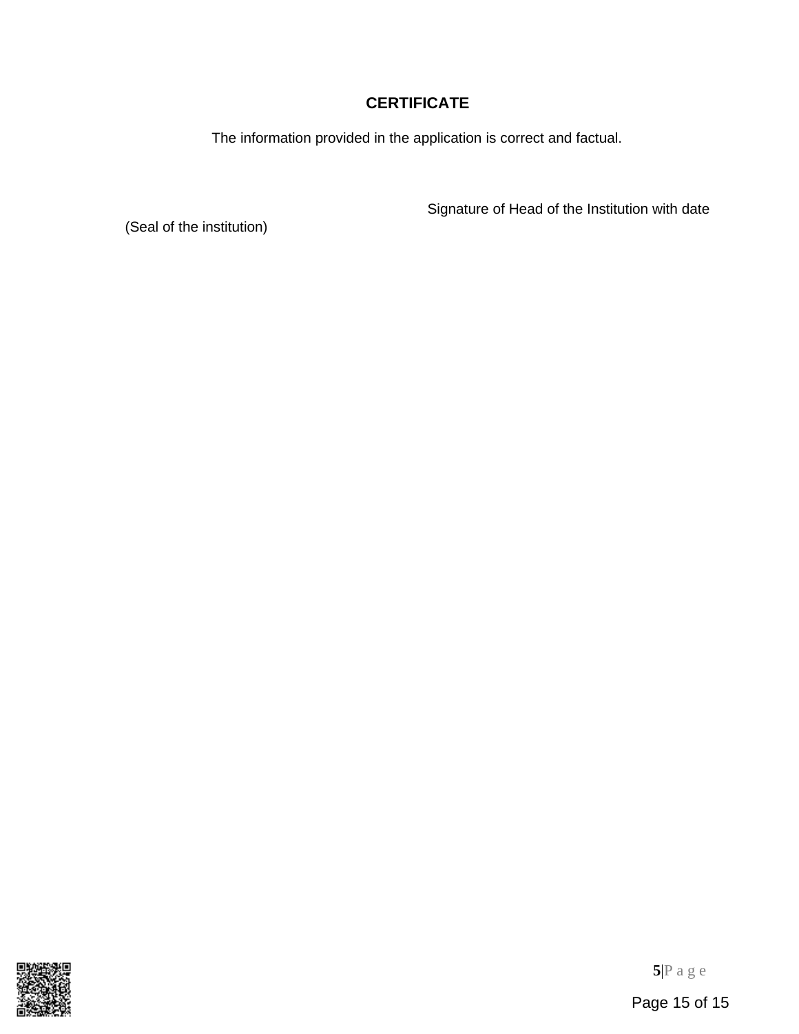# CERTIFICATE

The information provided in the application is correct and factual.

Signature of Head of the Institution with date

(Seal of the institution)